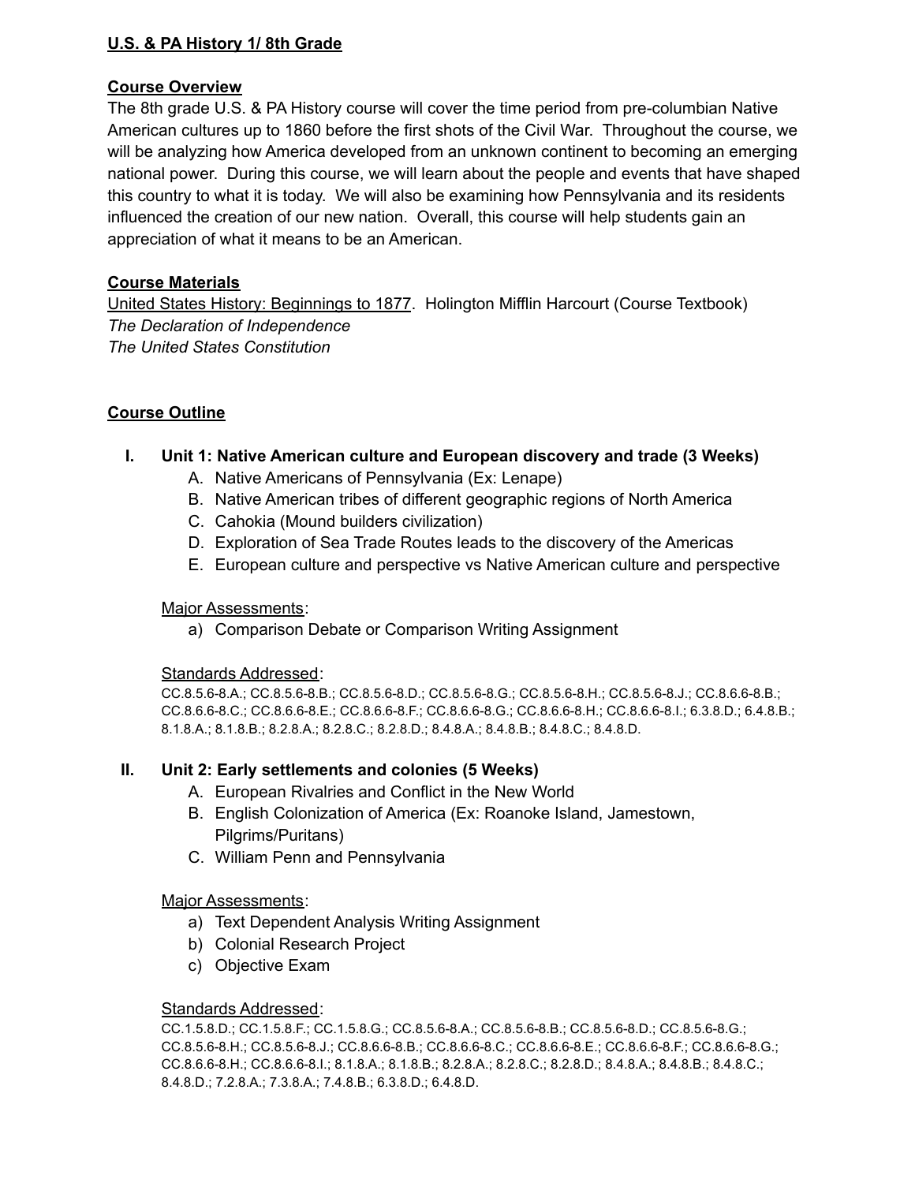**U.S. & PA History 1/ 8th Grade**

**Course Overview**

The 8th grade U.S. & PA History course will cover the time period from pre-columbian Native American cultures up to 1860 before the first shots of the Civil War. Throughout the course, we will be analyzing how America developed from an unknown continent to becoming an emerging national power. During this course, we will learn about the people and events that have shaped this country to what it is today. We will also be examining how Pennsylvania and its residents influenced the creation of our new nation. Overall, this course will help students gain an appreciation of what it means to be an American.

**Course Materials**

United States History: Beginnings to 1877. Holington Mifflin Harcourt (Course Textbook)
*The Declaration of Independence*
*The United States Constitution*

**Course Outline**

I. **Unit 1: Native American culture and European discovery and trade (3 Weeks)**
   A. Native Americans of Pennsylvania (Ex: Lenape)
   B. Native American tribes of different geographic regions of North America
   C. Cahokia (Mound builders civilization)
   D. Exploration of Sea Trade Routes leads to the discovery of the Americas
   E. European culture and perspective vs Native American culture and perspective

   Major Assessments:
   a) Comparison Debate or Comparison Writing Assignment

   Standards Addressed:
   CC.8.5.6-8.A.; CC.8.5.6-8.B.; CC.8.5.6-8.D.; CC.8.5.6-8.G.; CC.8.5.6-8.H.; CC.8.5.6-8.J.; CC.8.6.6-8.B.; CC.8.6.6-8.C.; CC.8.6.6-8.E.; CC.8.6.6-8.F.; CC.8.6.6-8.G.; CC.8.6.6-8.H.; CC.8.6.6-8.I.; 6.3.8.D.; 6.4.8.B.; 8.1.8.A.; 8.1.8.B.; 8.2.8.A.; 8.2.8.C.; 8.2.8.D.; 8.4.8.A.; 8.4.8.B.; 8.4.8.C.; 8.4.8.D.

II. **Unit 2: Early settlements and colonies (5 Weeks)**
   A. European Rivalries and Conflict in the New World
   B. English Colonization of America (Ex: Roanoke Island, Jamestown, Pilgrims/Puritans)
   C. William Penn and Pennsylvania

   Major Assessments:
   a) Text Dependent Analysis Writing Assignment
   b) Colonial Research Project
   c) Objective Exam

   Standards Addressed:
   CC.1.5.8.D.; CC.1.5.8.F.; CC.1.5.8.G.; CC.8.5.6-8.A.; CC.8.5.6-8.B.; CC.8.5.6-8.D.; CC.8.5.6-8.G.; CC.8.5.6-8.H.; CC.8.5.6-8.J.; CC.8.6.6-8.B.; CC.8.6.6-8.C.; CC.8.6.6-8.E.; CC.8.6.6-8.F.; CC.8.6.6-8.G.; CC.8.6.6-8.H.; CC.8.6.6-8.I.; 8.1.8.A.; 8.1.8.B.; 8.2.8.A.; 8.2.8.C.; 8.2.8.D.; 8.4.8.A.; 8.4.8.B.; 8.4.8.C.; 8.4.8.D.; 7.2.8.A.; 7.3.8.A.; 7.4.8.B.; 6.3.8.D.; 6.4.8.D.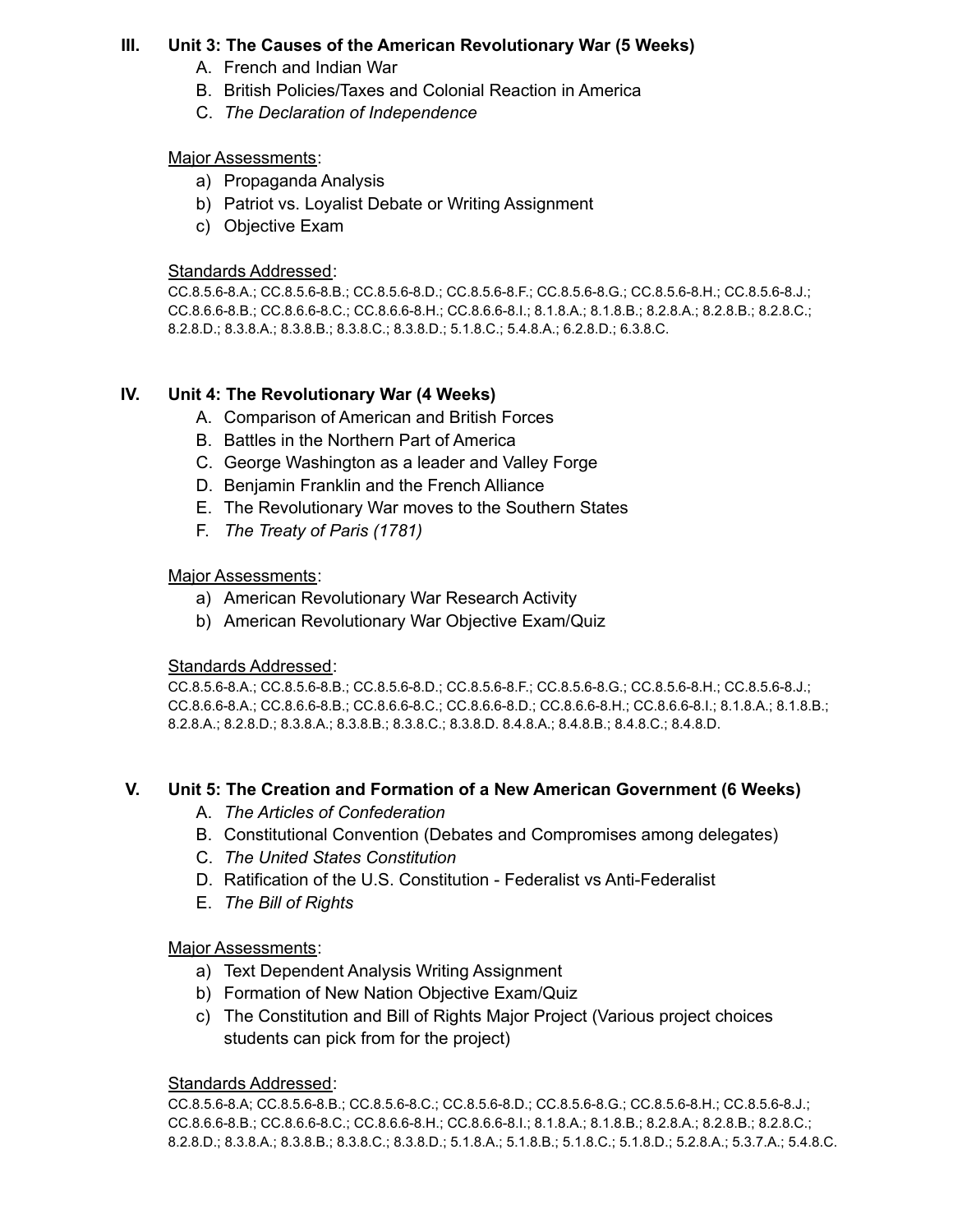## III. Unit 3: The Causes of the American Revolutionary War (5 Weeks)

A. French and Indian War
B. British Policies/Taxes and Colonial Reaction in America
C. *The Declaration of Independence*

Major Assessments:

a) Propaganda Analysis
b) Patriot vs. Loyalist Debate or Writing Assignment
c) Objective Exam

Standards Addressed:

CC.8.5.6-8.A.; CC.8.5.6-8.B.; CC.8.5.6-8.D.; CC.8.5.6-8.F.; CC.8.5.6-8.G.; CC.8.5.6-8.H.; CC.8.5.6-8.J.; CC.8.6.6-8.B.; CC.8.6.6-8.C.; CC.8.6.6-8.H.; CC.8.6.6-8.I.; 8.1.8.A.; 8.1.8.B.; 8.2.8.A.; 8.2.8.B.; 8.2.8.C.; 8.2.8.D.; 8.3.8.A.; 8.3.8.B.; 8.3.8.C.; 8.3.8.D.; 5.1.8.C.; 5.4.8.A.; 6.2.8.D.; 6.3.8.C.

## IV. Unit 4: The Revolutionary War (4 Weeks)

A. Comparison of American and British Forces
B. Battles in the Northern Part of America
C. George Washington as a leader and Valley Forge
D. Benjamin Franklin and the French Alliance
E. The Revolutionary War moves to the Southern States
F. *The Treaty of Paris (1781)*

Major Assessments:

a) American Revolutionary War Research Activity
b) American Revolutionary War Objective Exam/Quiz

Standards Addressed:

CC.8.5.6-8.A.; CC.8.5.6-8.B.; CC.8.5.6-8.D.; CC.8.5.6-8.F.; CC.8.5.6-8.G.; CC.8.5.6-8.H.; CC.8.5.6-8.J.; CC.8.6.6-8.A.; CC.8.6.6-8.B.; CC.8.6.6-8.C.; CC.8.6.6-8.D.; CC.8.6.6-8.H.; CC.8.6.6-8.I.; 8.1.8.A.; 8.1.8.B.; 8.2.8.A.; 8.2.8.D.; 8.3.8.A.; 8.3.8.B.; 8.3.8.C.; 8.3.8.D. 8.4.8.A.; 8.4.8.B.; 8.4.8.C.; 8.4.8.D.

## V. Unit 5: The Creation and Formation of a New American Government (6 Weeks)

A. *The Articles of Confederation*
B. Constitutional Convention (Debates and Compromises among delegates)
C. *The United States Constitution*
D. Ratification of the U.S. Constitution - Federalist vs Anti-Federalist
E. *The Bill of Rights*

Major Assessments:

a) Text Dependent Analysis Writing Assignment
b) Formation of New Nation Objective Exam/Quiz
c) The Constitution and Bill of Rights Major Project (Various project choices students can pick from for the project)

Standards Addressed:

CC.8.5.6-8.A; CC.8.5.6-8.B.; CC.8.5.6-8.C.; CC.8.5.6-8.D.; CC.8.5.6-8.G.; CC.8.5.6-8.H.; CC.8.5.6-8.J.; CC.8.6.6-8.B.; CC.8.6.6-8.C.; CC.8.6.6-8.H.; CC.8.6.6-8.I.; 8.1.8.A.; 8.1.8.B.; 8.2.8.A.; 8.2.8.B.; 8.2.8.C.; 8.2.8.D.; 8.3.8.A.; 8.3.8.B.; 8.3.8.C.; 8.3.8.D.; 5.1.8.A.; 5.1.8.B.; 5.1.8.C.; 5.1.8.D.; 5.2.8.A.; 5.3.7.A.; 5.4.8.C.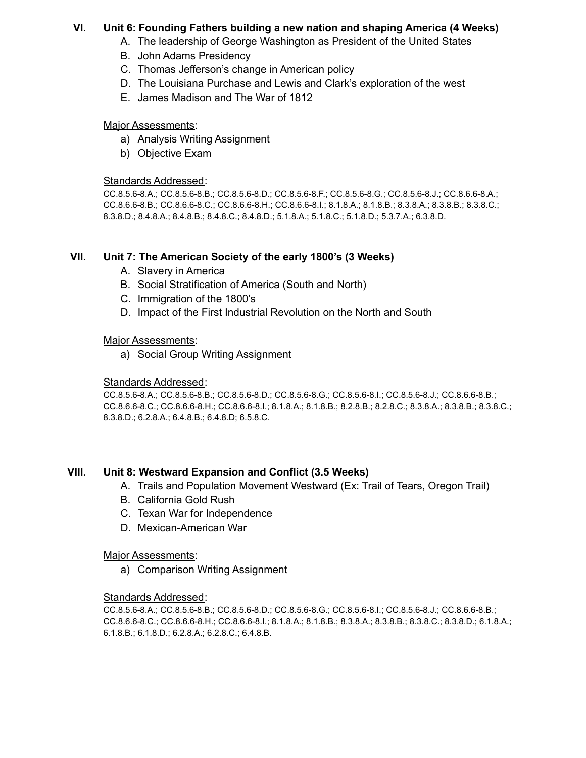## VI. Unit 6: Founding Fathers building a new nation and shaping America (4 Weeks)

A. The leadership of George Washington as President of the United States
B. John Adams Presidency
C. Thomas Jefferson's change in American policy
D. The Louisiana Purchase and Lewis and Clark's exploration of the west
E. James Madison and The War of 1812

Major Assessments:

a) Analysis Writing Assignment
b) Objective Exam

Standards Addressed:

CC.8.5.6-8.A.; CC.8.5.6-8.B.; CC.8.5.6-8.D.; CC.8.5.6-8.F.; CC.8.5.6-8.G.; CC.8.5.6-8.J.; CC.8.6.6-8.A.; CC.8.6.6-8.B.; CC.8.6.6-8.C.; CC.8.6.6-8.H.; CC.8.6.6-8.I.; 8.1.8.A.; 8.1.8.B.; 8.3.8.A.; 8.3.8.B.; 8.3.8.C.; 8.3.8.D.; 8.4.8.A.; 8.4.8.B.; 8.4.8.C.; 8.4.8.D.; 5.1.8.A.; 5.1.8.C.; 5.1.8.D.; 5.3.7.A.; 6.3.8.D.

## VII. Unit 7: The American Society of the early 1800's (3 Weeks)

A. Slavery in America
B. Social Stratification of America (South and North)
C. Immigration of the 1800's
D. Impact of the First Industrial Revolution on the North and South

Major Assessments:

a) Social Group Writing Assignment

Standards Addressed:

CC.8.5.6-8.A.; CC.8.5.6-8.B.; CC.8.5.6-8.D.; CC.8.5.6-8.G.; CC.8.5.6-8.I.; CC.8.5.6-8.J.; CC.8.6.6-8.B.; CC.8.6.6-8.C.; CC.8.6.6-8.H.; CC.8.6.6-8.I.; 8.1.8.A.; 8.1.8.B.; 8.2.8.B.; 8.2.8.C.; 8.3.8.A.; 8.3.8.B.; 8.3.8.C.; 8.3.8.D.; 6.2.8.A.; 6.4.8.B.; 6.4.8.D; 6.5.8.C.

## VIII. Unit 8: Westward Expansion and Conflict (3.5 Weeks)

A. Trails and Population Movement Westward (Ex: Trail of Tears, Oregon Trail)
B. California Gold Rush
C. Texan War for Independence
D. Mexican-American War

Major Assessments:

a) Comparison Writing Assignment

Standards Addressed:

CC.8.5.6-8.A.; CC.8.5.6-8.B.; CC.8.5.6-8.D.; CC.8.5.6-8.G.; CC.8.5.6-8.I.; CC.8.5.6-8.J.; CC.8.6.6-8.B.; CC.8.6.6-8.C.; CC.8.6.6-8.H.; CC.8.6.6-8.I.; 8.1.8.A.; 8.1.8.B.; 8.3.8.A.; 8.3.8.B.; 8.3.8.C.; 8.3.8.D.; 6.1.8.A.; 6.1.8.B.; 6.1.8.D.; 6.2.8.A.; 6.2.8.C.; 6.4.8.B.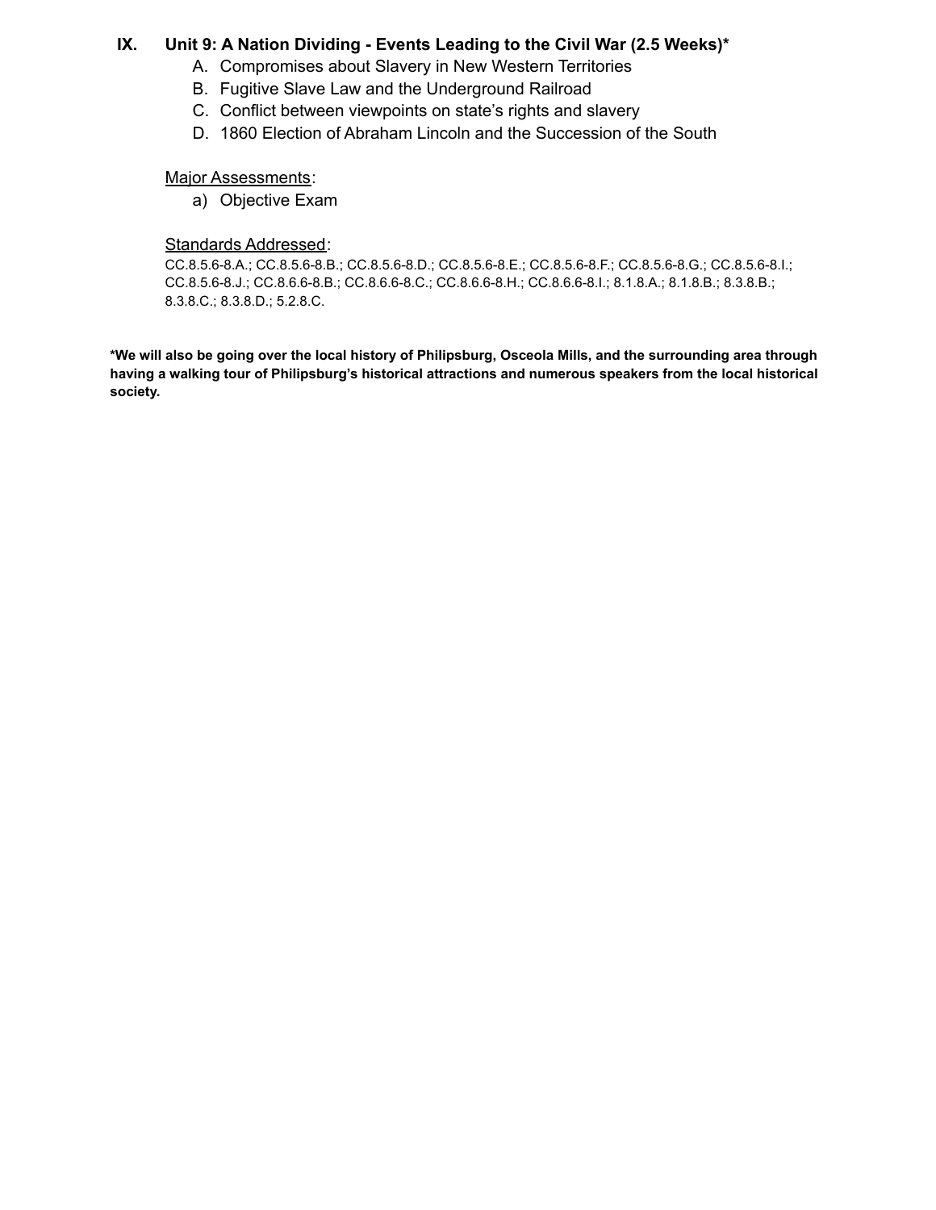## IX. Unit 9: A Nation Dividing - Events Leading to the Civil War (2.5 Weeks)*

A. Compromises about Slavery in New Western Territories
B. Fugitive Slave Law and the Underground Railroad
C. Conflict between viewpoints on state's rights and slavery
D. 1860 Election of Abraham Lincoln and the Succession of the South

Major Assessments:

a) Objective Exam

Standards Addressed:

CC.8.5.6-8.A.; CC.8.5.6-8.B.; CC.8.5.6-8.D.; CC.8.5.6-8.E.; CC.8.5.6-8.F.; CC.8.5.6-8.G.; CC.8.5.6-8.I.; CC.8.5.6-8.J.; CC.8.6.6-8.B.; CC.8.6.6-8.C.; CC.8.6.6-8.H.; CC.8.6.6-8.I.; 8.1.8.A.; 8.1.8.B.; 8.3.8.B.; 8.3.8.C.; 8.3.8.D.; 5.2.8.C.

**\*We will also be going over the local history of Philipsburg, Osceola Mills, and the surrounding area through having a walking tour of Philipsburg's historical attractions and numerous speakers from the local historical society.**